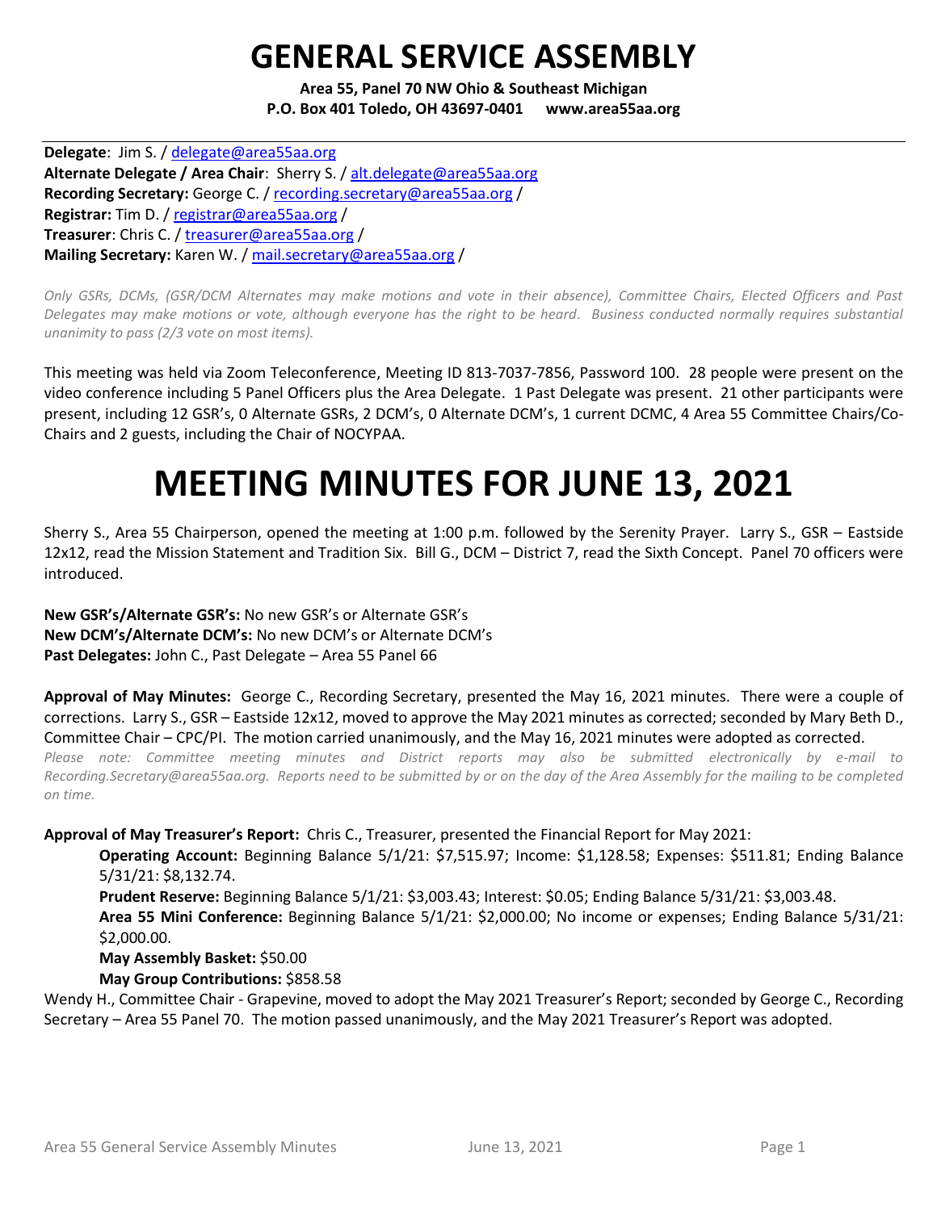# GENERAL SERVICE ASSEMBLY

**Area 55, Panel 70 NW Ohio & Southeast Michigan**
**P.O. Box 401 Toledo, OH 43697-0401 www.area55aa.org**

**Delegate**: Jim S. / delegate@area55aa.org
**Alternate Delegate / Area Chair**: Sherry S. / alt.delegate@area55aa.org
**Recording Secretary:** George C. / recording.secretary@area55aa.org /
**Registrar:** Tim D. / registrar@area55aa.org /
**Treasurer**: Chris C. / treasurer@area55aa.org /
**Mailing Secretary:** Karen W. / mail.secretary@area55aa.org /

*Only GSRs, DCMs, (GSR/DCM Alternates may make motions and vote in their absence), Committee Chairs, Elected Officers and Past Delegates may make motions or vote, although everyone has the right to be heard. Business conducted normally requires substantial unanimity to pass (2/3 vote on most items).*

This meeting was held via Zoom Teleconference, Meeting ID 813-7037-7856, Password 100. 28 people were present on the video conference including 5 Panel Officers plus the Area Delegate. 1 Past Delegate was present. 21 other participants were present, including 12 GSR's, 0 Alternate GSRs, 2 DCM's, 0 Alternate DCM's, 1 current DCMC, 4 Area 55 Committee Chairs/Co-Chairs and 2 guests, including the Chair of NOCYPAA.

# MEETING MINUTES FOR JUNE 13, 2021

Sherry S., Area 55 Chairperson, opened the meeting at 1:00 p.m. followed by the Serenity Prayer. Larry S., GSR – Eastside 12x12, read the Mission Statement and Tradition Six. Bill G., DCM – District 7, read the Sixth Concept. Panel 70 officers were introduced.

**New GSR's/Alternate GSR's:** No new GSR's or Alternate GSR's
**New DCM's/Alternate DCM's:** No new DCM's or Alternate DCM's
**Past Delegates:** John C., Past Delegate – Area 55 Panel 66

**Approval of May Minutes:** George C., Recording Secretary, presented the May 16, 2021 minutes. There were a couple of corrections. Larry S., GSR – Eastside 12x12, moved to approve the May 2021 minutes as corrected; seconded by Mary Beth D., Committee Chair – CPC/PI. The motion carried unanimously, and the May 16, 2021 minutes were adopted as corrected.
*Please note: Committee meeting minutes and District reports may also be submitted electronically by e-mail to Recording.Secretary@area55aa.org. Reports need to be submitted by or on the day of the Area Assembly for the mailing to be completed on time.*

**Approval of May Treasurer's Report:** Chris C., Treasurer, presented the Financial Report for May 2021:

> **Operating Account:** Beginning Balance 5/1/21: $7,515.97; Income: $1,128.58; Expenses: $511.81; Ending Balance 5/31/21: $8,132.74.
>
> **Prudent Reserve:** Beginning Balance 5/1/21: $3,003.43; Interest: $0.05; Ending Balance 5/31/21: $3,003.48.
>
> **Area 55 Mini Conference:** Beginning Balance 5/1/21: $2,000.00; No income or expenses; Ending Balance 5/31/21: $2,000.00.
>
> **May Assembly Basket:** $50.00
>
> **May Group Contributions:** $858.58

Wendy H., Committee Chair - Grapevine, moved to adopt the May 2021 Treasurer's Report; seconded by George C., Recording Secretary – Area 55 Panel 70. The motion passed unanimously, and the May 2021 Treasurer's Report was adopted.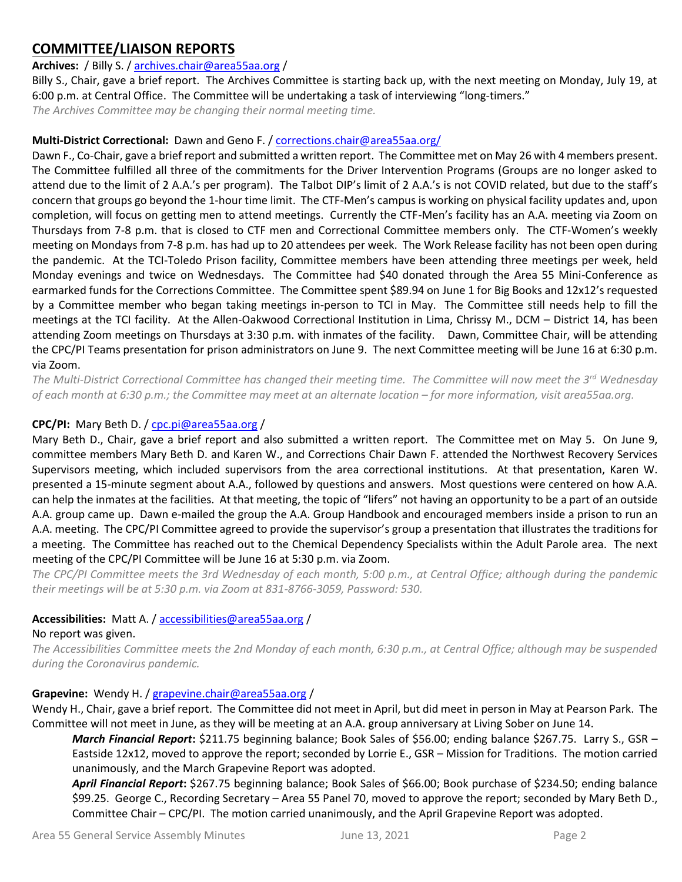## COMMITTEE/LIAISON REPORTS

**Archives:** / Billy S. / archives.chair@area55aa.org /

Billy S., Chair, gave a brief report. The Archives Committee is starting back up, with the next meeting on Monday, July 19, at 6:00 p.m. at Central Office. The Committee will be undertaking a task of interviewing "long-timers."

*The Archives Committee may be changing their normal meeting time.*

**Multi-District Correctional:** Dawn and Geno F. / corrections.chair@area55aa.org/

Dawn F., Co-Chair, gave a brief report and submitted a written report. The Committee met on May 26 with 4 members present. The Committee fulfilled all three of the commitments for the Driver Intervention Programs (Groups are no longer asked to attend due to the limit of 2 A.A.'s per program). The Talbot DIP's limit of 2 A.A.'s is not COVID related, but due to the staff's concern that groups go beyond the 1-hour time limit. The CTF-Men's campus is working on physical facility updates and, upon completion, will focus on getting men to attend meetings. Currently the CTF-Men's facility has an A.A. meeting via Zoom on Thursdays from 7-8 p.m. that is closed to CTF men and Correctional Committee members only. The CTF-Women's weekly meeting on Mondays from 7-8 p.m. has had up to 20 attendees per week. The Work Release facility has not been open during the pandemic. At the TCI-Toledo Prison facility, Committee members have been attending three meetings per week, held Monday evenings and twice on Wednesdays. The Committee had $40 donated through the Area 55 Mini-Conference as earmarked funds for the Corrections Committee. The Committee spent $89.94 on June 1 for Big Books and 12x12's requested by a Committee member who began taking meetings in-person to TCI in May. The Committee still needs help to fill the meetings at the TCI facility. At the Allen-Oakwood Correctional Institution in Lima, Chrissy M., DCM – District 14, has been attending Zoom meetings on Thursdays at 3:30 p.m. with inmates of the facility. Dawn, Committee Chair, will be attending the CPC/PI Teams presentation for prison administrators on June 9. The next Committee meeting will be June 16 at 6:30 p.m. via Zoom.

*The Multi-District Correctional Committee has changed their meeting time. The Committee will now meet the 3rd Wednesday of each month at 6:30 p.m.; the Committee may meet at an alternate location – for more information, visit area55aa.org.*

**CPC/PI:** Mary Beth D. / cpc.pi@area55aa.org /

Mary Beth D., Chair, gave a brief report and also submitted a written report. The Committee met on May 5. On June 9, committee members Mary Beth D. and Karen W., and Corrections Chair Dawn F. attended the Northwest Recovery Services Supervisors meeting, which included supervisors from the area correctional institutions. At that presentation, Karen W. presented a 15-minute segment about A.A., followed by questions and answers. Most questions were centered on how A.A. can help the inmates at the facilities. At that meeting, the topic of "lifers" not having an opportunity to be a part of an outside A.A. group came up. Dawn e-mailed the group the A.A. Group Handbook and encouraged members inside a prison to run an A.A. meeting. The CPC/PI Committee agreed to provide the supervisor's group a presentation that illustrates the traditions for a meeting. The Committee has reached out to the Chemical Dependency Specialists within the Adult Parole area. The next meeting of the CPC/PI Committee will be June 16 at 5:30 p.m. via Zoom.

*The CPC/PI Committee meets the 3rd Wednesday of each month, 5:00 p.m., at Central Office; although during the pandemic their meetings will be at 5:30 p.m. via Zoom at 831-8766-3059, Password: 530.*

**Accessibilities:** Matt A. / accessibilities@area55aa.org /

No report was given.

*The Accessibilities Committee meets the 2nd Monday of each month, 6:30 p.m., at Central Office; although may be suspended during the Coronavirus pandemic.*

**Grapevine:** Wendy H. / grapevine.chair@area55aa.org /

Wendy H., Chair, gave a brief report. The Committee did not meet in April, but did meet in person in May at Pearson Park. The Committee will not meet in June, as they will be meeting at an A.A. group anniversary at Living Sober on June 14.

> ***March Financial Report*:** $211.75 beginning balance; Book Sales of $56.00; ending balance $267.75. Larry S., GSR – Eastside 12x12, moved to approve the report; seconded by Lorrie E., GSR – Mission for Traditions. The motion carried unanimously, and the March Grapevine Report was adopted.
>
> ***April Financial Report*:** $267.75 beginning balance; Book Sales of $66.00; Book purchase of $234.50; ending balance $99.25. George C., Recording Secretary – Area 55 Panel 70, moved to approve the report; seconded by Mary Beth D., Committee Chair – CPC/PI. The motion carried unanimously, and the April Grapevine Report was adopted.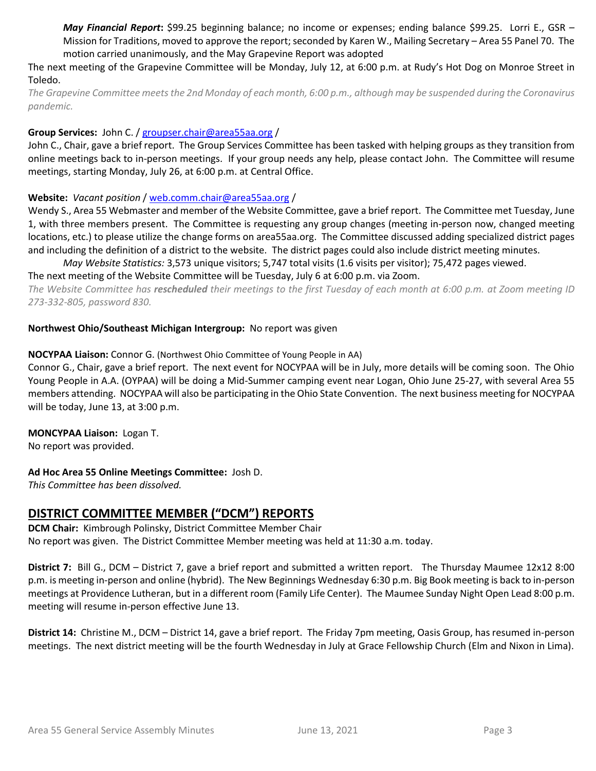*May Financial Report*: $99.25 beginning balance; no income or expenses; ending balance $99.25. Lorri E., GSR – Mission for Traditions, moved to approve the report; seconded by Karen W., Mailing Secretary – Area 55 Panel 70. The motion carried unanimously, and the May Grapevine Report was adopted

The next meeting of the Grapevine Committee will be Monday, July 12, at 6:00 p.m. at Rudy's Hot Dog on Monroe Street in Toledo.

*The Grapevine Committee meets the 2nd Monday of each month, 6:00 p.m., although may be suspended during the Coronavirus pandemic.*

**Group Services:** John C. / groupser.chair@area55aa.org /

John C., Chair, gave a brief report. The Group Services Committee has been tasked with helping groups as they transition from online meetings back to in-person meetings. If your group needs any help, please contact John. The Committee will resume meetings, starting Monday, July 26, at 6:00 p.m. at Central Office.

**Website:** *Vacant position* / web.comm.chair@area55aa.org /

Wendy S., Area 55 Webmaster and member of the Website Committee, gave a brief report. The Committee met Tuesday, June 1, with three members present. The Committee is requesting any group changes (meeting in-person now, changed meeting locations, etc.) to please utilize the change forms on area55aa.org. The Committee discussed adding specialized district pages and including the definition of a district to the website. The district pages could also include district meeting minutes.

*May Website Statistics:* 3,573 unique visitors; 5,747 total visits (1.6 visits per visitor); 75,472 pages viewed.

The next meeting of the Website Committee will be Tuesday, July 6 at 6:00 p.m. via Zoom.

*The Website Committee has **rescheduled** their meetings to the first Tuesday of each month at 6:00 p.m. at Zoom meeting ID 273-332-805, password 830.*

**Northwest Ohio/Southeast Michigan Intergroup:** No report was given

**NOCYPAA Liaison:** Connor G. (Northwest Ohio Committee of Young People in AA)

Connor G., Chair, gave a brief report. The next event for NOCYPAA will be in July, more details will be coming soon. The Ohio Young People in A.A. (OYPAA) will be doing a Mid-Summer camping event near Logan, Ohio June 25-27, with several Area 55 members attending. NOCYPAA will also be participating in the Ohio State Convention. The next business meeting for NOCYPAA will be today, June 13, at 3:00 p.m.

**MONCYPAA Liaison:** Logan T.

No report was provided.

**Ad Hoc Area 55 Online Meetings Committee:** Josh D.

*This Committee has been dissolved.*

## DISTRICT COMMITTEE MEMBER ("DCM") REPORTS

**DCM Chair:** Kimbrough Polinsky, District Committee Member Chair

No report was given. The District Committee Member meeting was held at 11:30 a.m. today.

**District 7:** Bill G., DCM – District 7, gave a brief report and submitted a written report. The Thursday Maumee 12x12 8:00 p.m. is meeting in-person and online (hybrid). The New Beginnings Wednesday 6:30 p.m. Big Book meeting is back to in-person meetings at Providence Lutheran, but in a different room (Family Life Center). The Maumee Sunday Night Open Lead 8:00 p.m. meeting will resume in-person effective June 13.

**District 14:** Christine M., DCM – District 14, gave a brief report. The Friday 7pm meeting, Oasis Group, has resumed in-person meetings. The next district meeting will be the fourth Wednesday in July at Grace Fellowship Church (Elm and Nixon in Lima).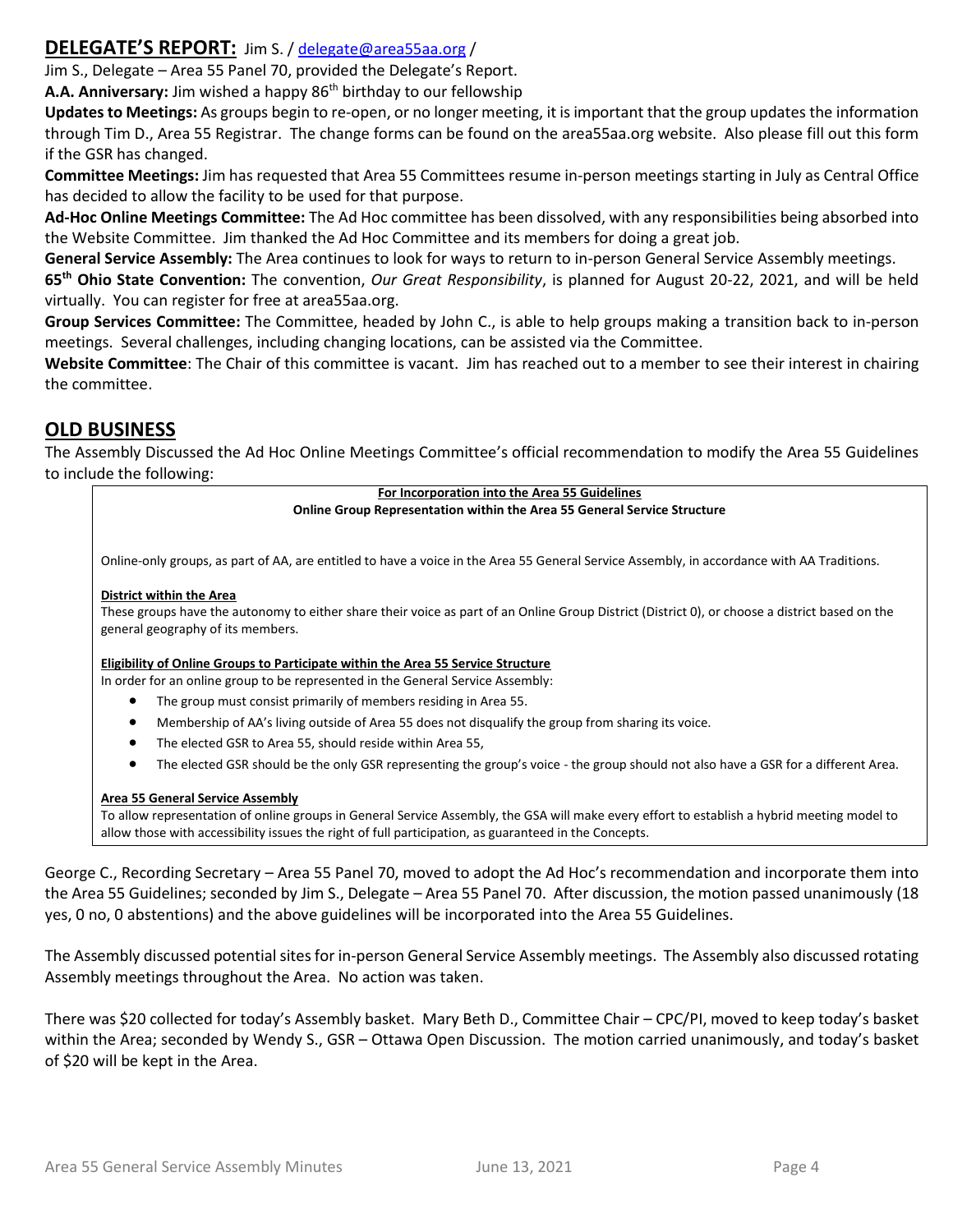## DELEGATE'S REPORT: Jim S. / delegate@area55aa.org /

Jim S., Delegate – Area 55 Panel 70, provided the Delegate's Report.

**A.A. Anniversary:** Jim wished a happy 86th birthday to our fellowship

**Updates to Meetings:** As groups begin to re-open, or no longer meeting, it is important that the group updates the information through Tim D., Area 55 Registrar. The change forms can be found on the area55aa.org website. Also please fill out this form if the GSR has changed.

**Committee Meetings:** Jim has requested that Area 55 Committees resume in-person meetings starting in July as Central Office has decided to allow the facility to be used for that purpose.

**Ad-Hoc Online Meetings Committee:** The Ad Hoc committee has been dissolved, with any responsibilities being absorbed into the Website Committee. Jim thanked the Ad Hoc Committee and its members for doing a great job.

**General Service Assembly:** The Area continues to look for ways to return to in-person General Service Assembly meetings.

**65th Ohio State Convention:** The convention, *Our Great Responsibility*, is planned for August 20-22, 2021, and will be held virtually. You can register for free at area55aa.org.

**Group Services Committee:** The Committee, headed by John C., is able to help groups making a transition back to in-person meetings. Several challenges, including changing locations, can be assisted via the Committee.

**Website Committee**: The Chair of this committee is vacant. Jim has reached out to a member to see their interest in chairing the committee.

## OLD BUSINESS

The Assembly Discussed the Ad Hoc Online Meetings Committee's official recommendation to modify the Area 55 Guidelines to include the following:

> **For Incorporation into the Area 55 Guidelines**
> **Online Group Representation within the Area 55 General Service Structure**
>
> Online-only groups, as part of AA, are entitled to have a voice in the Area 55 General Service Assembly, in accordance with AA Traditions.
>
> **District within the Area**
> These groups have the autonomy to either share their voice as part of an Online Group District (District 0), or choose a district based on the general geography of its members.
>
> **Eligibility of Online Groups to Participate within the Area 55 Service Structure**
> In order for an online group to be represented in the General Service Assembly:
>
> - The group must consist primarily of members residing in Area 55.
> - Membership of AA's living outside of Area 55 does not disqualify the group from sharing its voice.
> - The elected GSR to Area 55, should reside within Area 55,
> - The elected GSR should be the only GSR representing the group's voice - the group should not also have a GSR for a different Area.
>
> **Area 55 General Service Assembly**
> To allow representation of online groups in General Service Assembly, the GSA will make every effort to establish a hybrid meeting model to allow those with accessibility issues the right of full participation, as guaranteed in the Concepts.

George C., Recording Secretary – Area 55 Panel 70, moved to adopt the Ad Hoc's recommendation and incorporate them into the Area 55 Guidelines; seconded by Jim S., Delegate – Area 55 Panel 70. After discussion, the motion passed unanimously (18 yes, 0 no, 0 abstentions) and the above guidelines will be incorporated into the Area 55 Guidelines.

The Assembly discussed potential sites for in-person General Service Assembly meetings. The Assembly also discussed rotating Assembly meetings throughout the Area. No action was taken.

There was $20 collected for today's Assembly basket. Mary Beth D., Committee Chair – CPC/PI, moved to keep today's basket within the Area; seconded by Wendy S., GSR – Ottawa Open Discussion. The motion carried unanimously, and today's basket of $20 will be kept in the Area.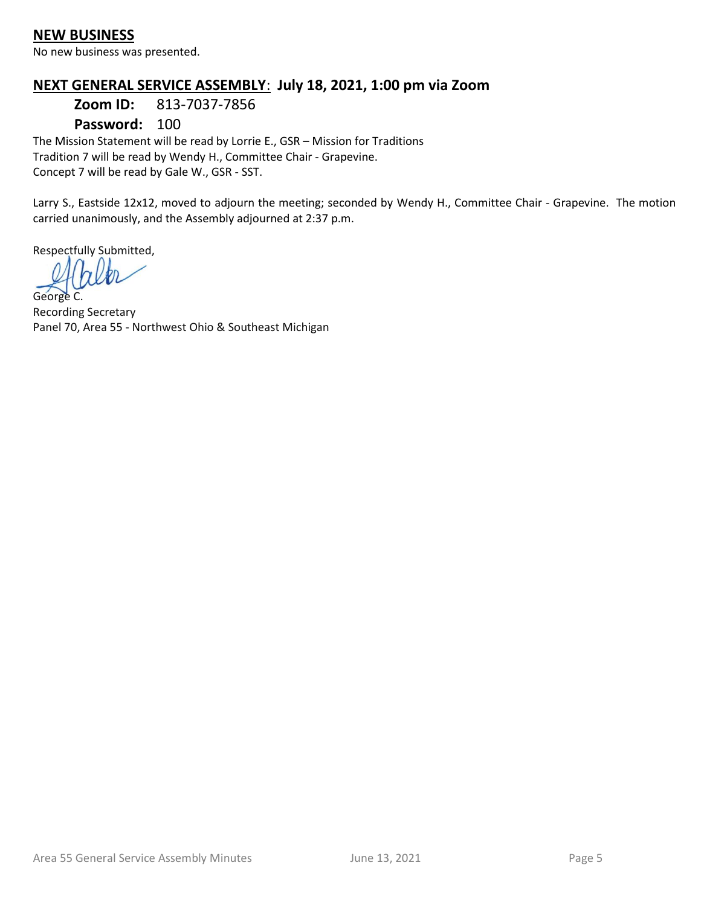## NEW BUSINESS

No new business was presented.

## NEXT GENERAL SERVICE ASSEMBLY: July 18, 2021, 1:00 pm via Zoom

**Zoom ID:** 813-7037-7856

**Password:** 100

The Mission Statement will be read by Lorrie E., GSR – Mission for Traditions
Tradition 7 will be read by Wendy H., Committee Chair - Grapevine.
Concept 7 will be read by Gale W., GSR - SST.

Larry S., Eastside 12x12, moved to adjourn the meeting; seconded by Wendy H., Committee Chair - Grapevine. The motion carried unanimously, and the Assembly adjourned at 2:37 p.m.

Respectfully Submitted,

George C.
Recording Secretary
Panel 70, Area 55 - Northwest Ohio & Southeast Michigan